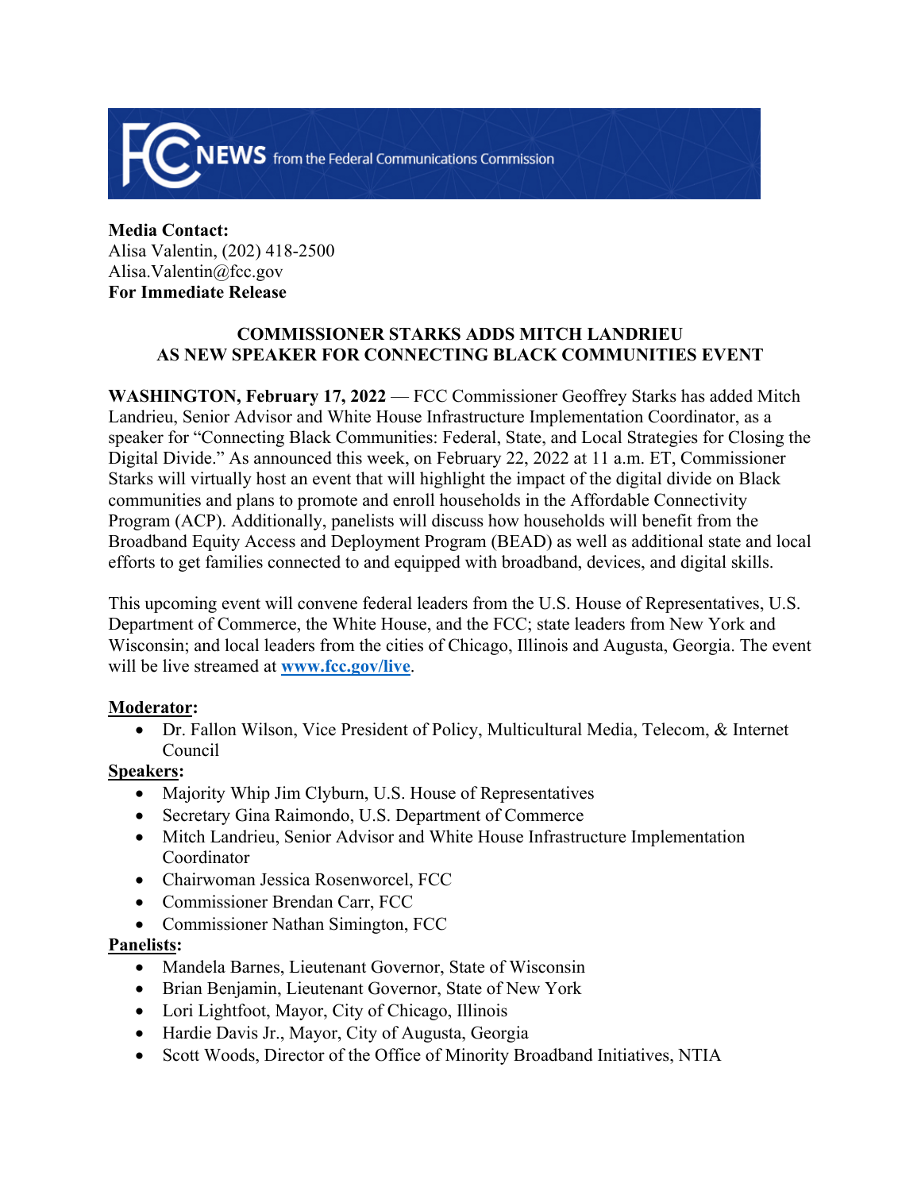**FCC NEWS** from the Federal Communications Commission

**Media Contact:**
Alisa Valentin, (202) 418-2500
Alisa.Valentin@fcc.gov
**For Immediate Release**

## COMMISSIONER STARKS ADDS MITCH LANDRIEU AS NEW SPEAKER FOR CONNECTING BLACK COMMUNITIES EVENT

**WASHINGTON, February 17, 2022** — FCC Commissioner Geoffrey Starks has added Mitch Landrieu, Senior Advisor and White House Infrastructure Implementation Coordinator, as a speaker for "Connecting Black Communities: Federal, State, and Local Strategies for Closing the Digital Divide." As announced this week, on February 22, 2022 at 11 a.m. ET, Commissioner Starks will virtually host an event that will highlight the impact of the digital divide on Black communities and plans to promote and enroll households in the Affordable Connectivity Program (ACP). Additionally, panelists will discuss how households will benefit from the Broadband Equity Access and Deployment Program (BEAD) as well as additional state and local efforts to get families connected to and equipped with broadband, devices, and digital skills.

This upcoming event will convene federal leaders from the U.S. House of Representatives, U.S. Department of Commerce, the White House, and the FCC; state leaders from New York and Wisconsin; and local leaders from the cities of Chicago, Illinois and Augusta, Georgia. The event will be live streamed at **[www.fcc.gov/live](www.fcc.gov/live)**.

**Moderator:**

- Dr. Fallon Wilson, Vice President of Policy, Multicultural Media, Telecom, & Internet Council

**Speakers:**

- Majority Whip Jim Clyburn, U.S. House of Representatives
- Secretary Gina Raimondo, U.S. Department of Commerce
- Mitch Landrieu, Senior Advisor and White House Infrastructure Implementation Coordinator
- Chairwoman Jessica Rosenworcel, FCC
- Commissioner Brendan Carr, FCC
- Commissioner Nathan Simington, FCC

**Panelists:**

- Mandela Barnes, Lieutenant Governor, State of Wisconsin
- Brian Benjamin, Lieutenant Governor, State of New York
- Lori Lightfoot, Mayor, City of Chicago, Illinois
- Hardie Davis Jr., Mayor, City of Augusta, Georgia
- Scott Woods, Director of the Office of Minority Broadband Initiatives, NTIA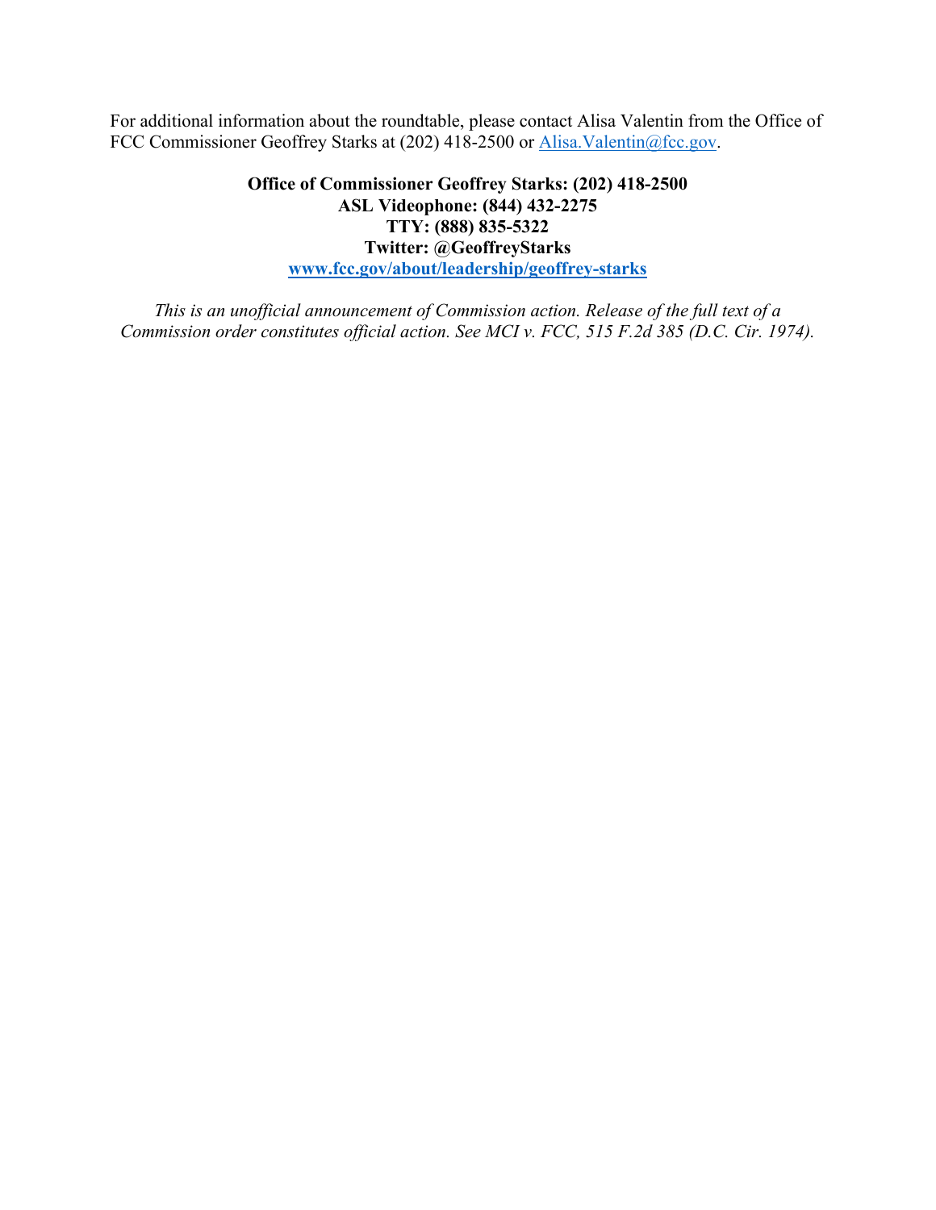For additional information about the roundtable, please contact Alisa Valentin from the Office of FCC Commissioner Geoffrey Starks at (202) 418-2500 or [Alisa.Valentin@fcc.gov](mailto:Alisa.Valentin@fcc.gov).

**Office of Commissioner Geoffrey Starks: (202) 418-2500**
**ASL Videophone: (844) 432-2275**
**TTY: (888) 835-5322**
**Twitter: @GeoffreyStarks**
**[www.fcc.gov/about/leadership/geoffrey-starks](http://www.fcc.gov/about/leadership/geoffrey-starks)**

*This is an unofficial announcement of Commission action. Release of the full text of a Commission order constitutes official action. See MCI v. FCC, 515 F.2d 385 (D.C. Cir. 1974).*